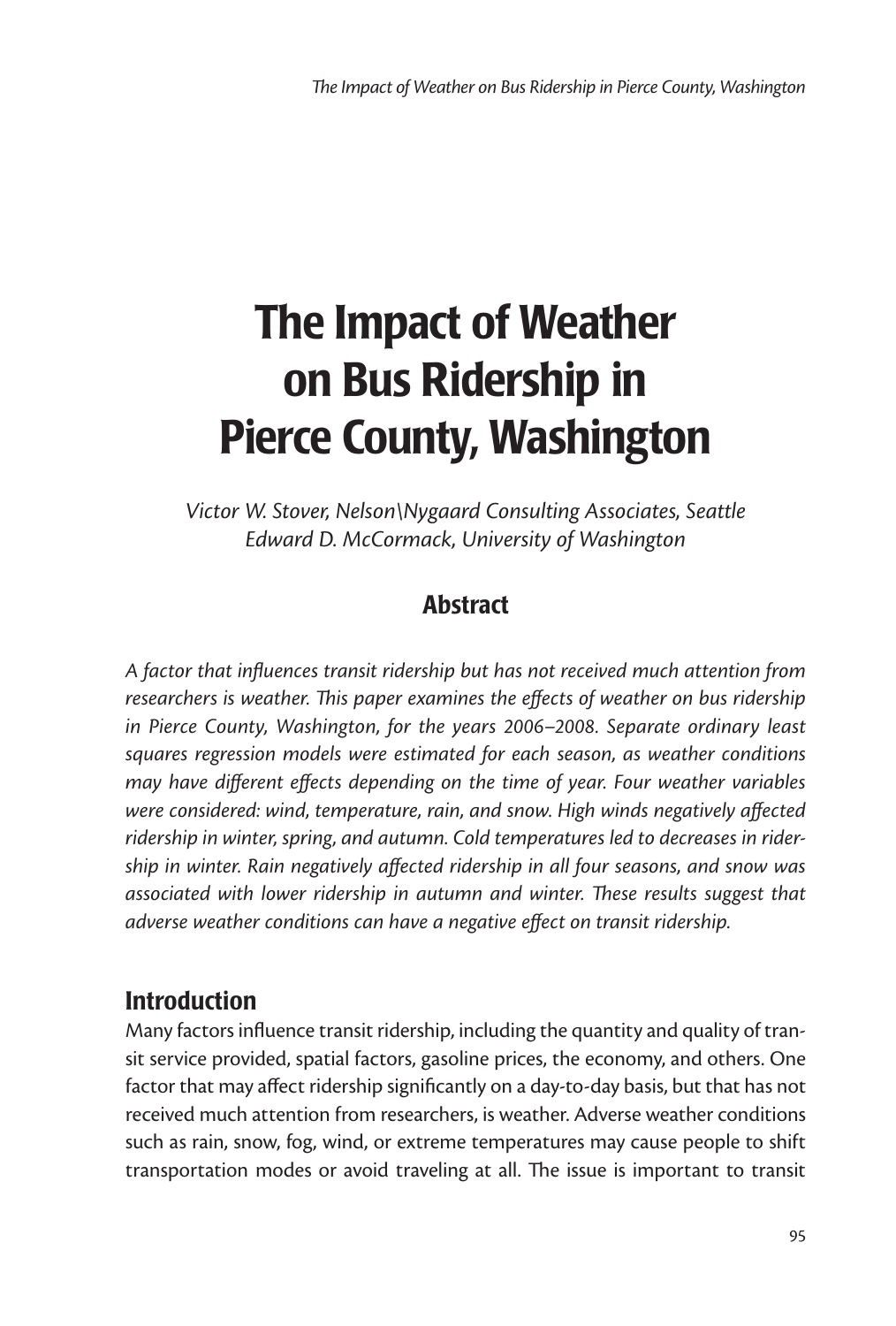# The Impact of Weather on Bus Ridership in Pierce County, Washington

*Victor W. Stover, Nelson\Nygaard Consulting Associates, Seattle*
*Edward D. McCormack, University of Washington*

## Abstract

*A factor that influences transit ridership but has not received much attention from researchers is weather. This paper examines the effects of weather on bus ridership in Pierce County, Washington, for the years 2006–2008. Separate ordinary least squares regression models were estimated for each season, as weather conditions may have different effects depending on the time of year. Four weather variables were considered: wind, temperature, rain, and snow. High winds negatively affected ridership in winter, spring, and autumn. Cold temperatures led to decreases in ridership in winter. Rain negatively affected ridership in all four seasons, and snow was associated with lower ridership in autumn and winter. These results suggest that adverse weather conditions can have a negative effect on transit ridership.*

## Introduction

Many factors influence transit ridership, including the quantity and quality of transit service provided, spatial factors, gasoline prices, the economy, and others. One factor that may affect ridership significantly on a day-to-day basis, but that has not received much attention from researchers, is weather. Adverse weather conditions such as rain, snow, fog, wind, or extreme temperatures may cause people to shift transportation modes or avoid traveling at all. The issue is important to transit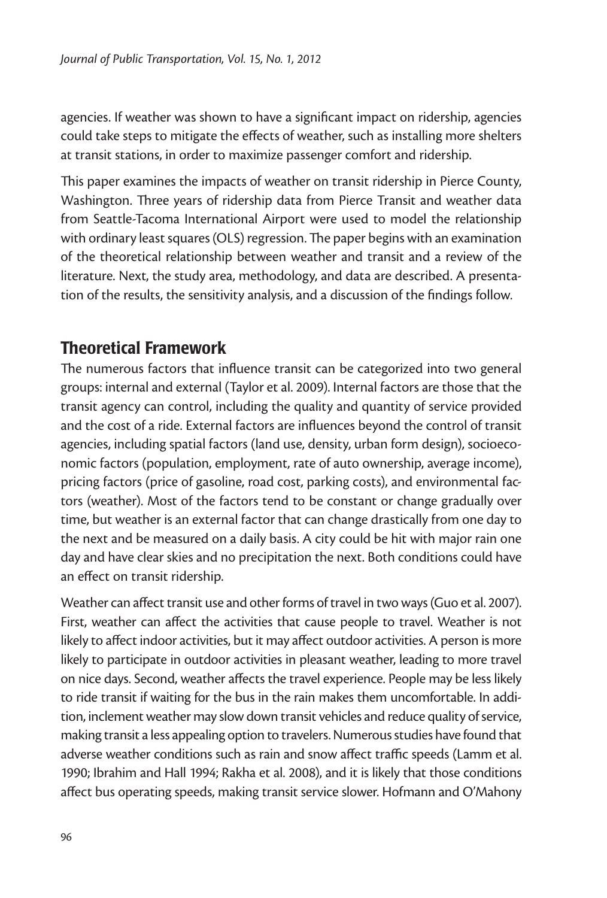agencies. If weather was shown to have a significant impact on ridership, agencies could take steps to mitigate the effects of weather, such as installing more shelters at transit stations, in order to maximize passenger comfort and ridership.

This paper examines the impacts of weather on transit ridership in Pierce County, Washington. Three years of ridership data from Pierce Transit and weather data from Seattle-Tacoma International Airport were used to model the relationship with ordinary least squares (OLS) regression. The paper begins with an examination of the theoretical relationship between weather and transit and a review of the literature. Next, the study area, methodology, and data are described. A presentation of the results, the sensitivity analysis, and a discussion of the findings follow.

## Theoretical Framework

The numerous factors that influence transit can be categorized into two general groups: internal and external (Taylor et al. 2009). Internal factors are those that the transit agency can control, including the quality and quantity of service provided and the cost of a ride. External factors are influences beyond the control of transit agencies, including spatial factors (land use, density, urban form design), socioeconomic factors (population, employment, rate of auto ownership, average income), pricing factors (price of gasoline, road cost, parking costs), and environmental factors (weather). Most of the factors tend to be constant or change gradually over time, but weather is an external factor that can change drastically from one day to the next and be measured on a daily basis. A city could be hit with major rain one day and have clear skies and no precipitation the next. Both conditions could have an effect on transit ridership.

Weather can affect transit use and other forms of travel in two ways (Guo et al. 2007). First, weather can affect the activities that cause people to travel. Weather is not likely to affect indoor activities, but it may affect outdoor activities. A person is more likely to participate in outdoor activities in pleasant weather, leading to more travel on nice days. Second, weather affects the travel experience. People may be less likely to ride transit if waiting for the bus in the rain makes them uncomfortable. In addition, inclement weather may slow down transit vehicles and reduce quality of service, making transit a less appealing option to travelers. Numerous studies have found that adverse weather conditions such as rain and snow affect traffic speeds (Lamm et al. 1990; Ibrahim and Hall 1994; Rakha et al. 2008), and it is likely that those conditions affect bus operating speeds, making transit service slower. Hofmann and O'Mahony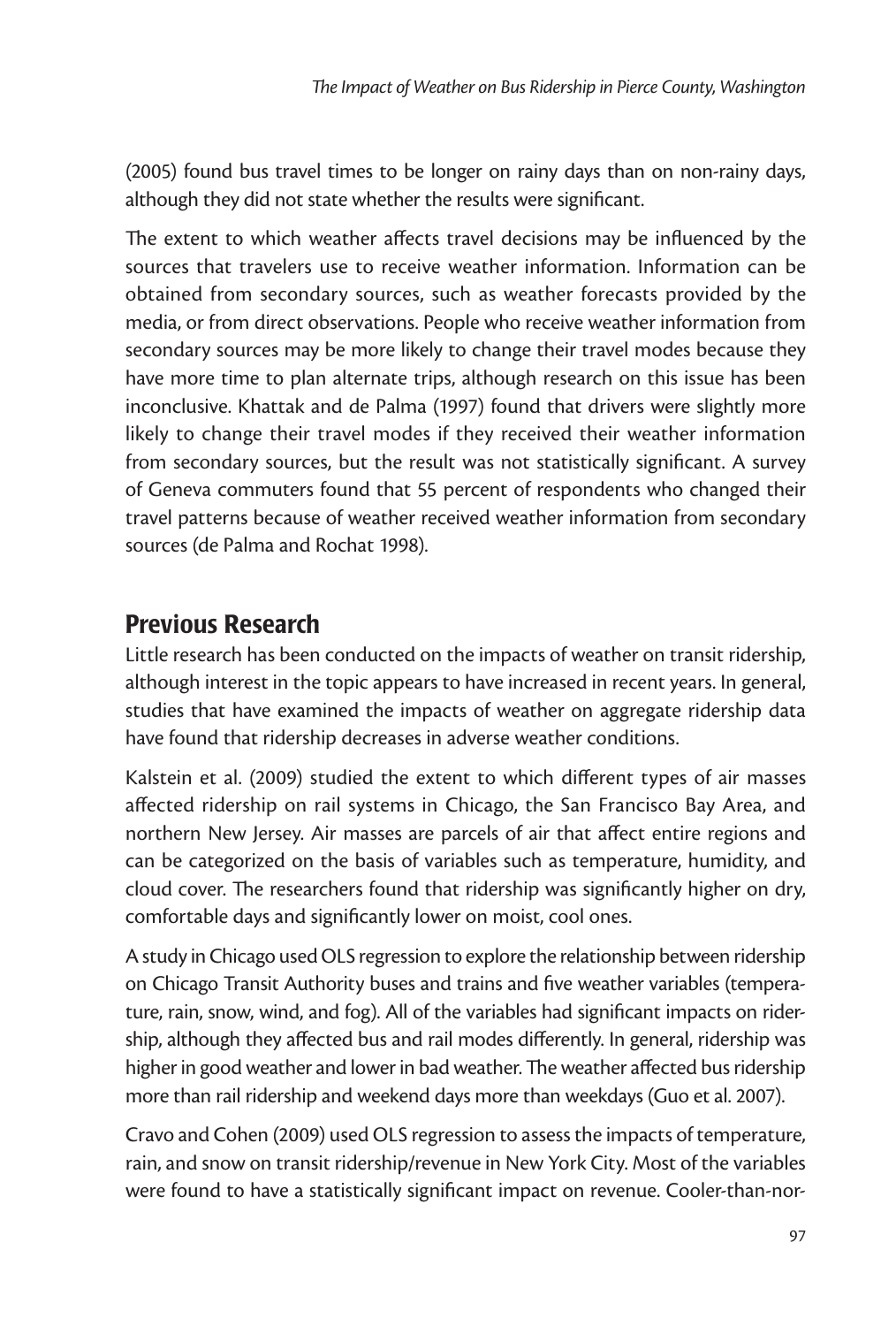(2005) found bus travel times to be longer on rainy days than on non-rainy days, although they did not state whether the results were significant.

The extent to which weather affects travel decisions may be influenced by the sources that travelers use to receive weather information. Information can be obtained from secondary sources, such as weather forecasts provided by the media, or from direct observations. People who receive weather information from secondary sources may be more likely to change their travel modes because they have more time to plan alternate trips, although research on this issue has been inconclusive. Khattak and de Palma (1997) found that drivers were slightly more likely to change their travel modes if they received their weather information from secondary sources, but the result was not statistically significant. A survey of Geneva commuters found that 55 percent of respondents who changed their travel patterns because of weather received weather information from secondary sources (de Palma and Rochat 1998).

## Previous Research

Little research has been conducted on the impacts of weather on transit ridership, although interest in the topic appears to have increased in recent years. In general, studies that have examined the impacts of weather on aggregate ridership data have found that ridership decreases in adverse weather conditions.

Kalstein et al. (2009) studied the extent to which different types of air masses affected ridership on rail systems in Chicago, the San Francisco Bay Area, and northern New Jersey. Air masses are parcels of air that affect entire regions and can be categorized on the basis of variables such as temperature, humidity, and cloud cover. The researchers found that ridership was significantly higher on dry, comfortable days and significantly lower on moist, cool ones.

A study in Chicago used OLS regression to explore the relationship between ridership on Chicago Transit Authority buses and trains and five weather variables (temperature, rain, snow, wind, and fog). All of the variables had significant impacts on ridership, although they affected bus and rail modes differently. In general, ridership was higher in good weather and lower in bad weather. The weather affected bus ridership more than rail ridership and weekend days more than weekdays (Guo et al. 2007).

Cravo and Cohen (2009) used OLS regression to assess the impacts of temperature, rain, and snow on transit ridership/revenue in New York City. Most of the variables were found to have a statistically significant impact on revenue. Cooler-than-nor-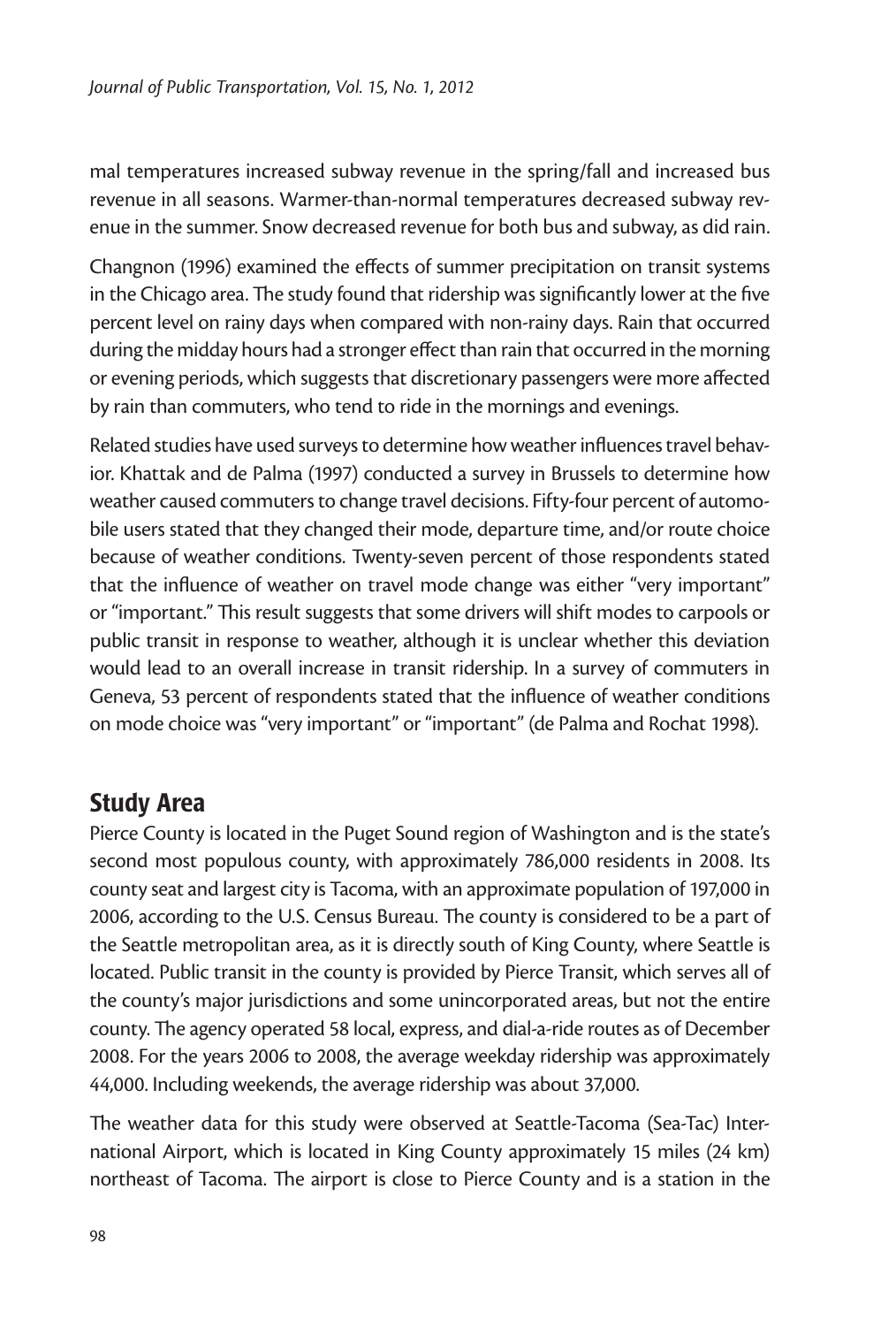mal temperatures increased subway revenue in the spring/fall and increased bus revenue in all seasons. Warmer-than-normal temperatures decreased subway revenue in the summer. Snow decreased revenue for both bus and subway, as did rain.

Changnon (1996) examined the effects of summer precipitation on transit systems in the Chicago area. The study found that ridership was significantly lower at the five percent level on rainy days when compared with non-rainy days. Rain that occurred during the midday hours had a stronger effect than rain that occurred in the morning or evening periods, which suggests that discretionary passengers were more affected by rain than commuters, who tend to ride in the mornings and evenings.

Related studies have used surveys to determine how weather influences travel behavior. Khattak and de Palma (1997) conducted a survey in Brussels to determine how weather caused commuters to change travel decisions. Fifty-four percent of automobile users stated that they changed their mode, departure time, and/or route choice because of weather conditions. Twenty-seven percent of those respondents stated that the influence of weather on travel mode change was either "very important" or "important." This result suggests that some drivers will shift modes to carpools or public transit in response to weather, although it is unclear whether this deviation would lead to an overall increase in transit ridership. In a survey of commuters in Geneva, 53 percent of respondents stated that the influence of weather conditions on mode choice was "very important" or "important" (de Palma and Rochat 1998).

## Study Area

Pierce County is located in the Puget Sound region of Washington and is the state's second most populous county, with approximately 786,000 residents in 2008. Its county seat and largest city is Tacoma, with an approximate population of 197,000 in 2006, according to the U.S. Census Bureau. The county is considered to be a part of the Seattle metropolitan area, as it is directly south of King County, where Seattle is located. Public transit in the county is provided by Pierce Transit, which serves all of the county's major jurisdictions and some unincorporated areas, but not the entire county. The agency operated 58 local, express, and dial-a-ride routes as of December 2008. For the years 2006 to 2008, the average weekday ridership was approximately 44,000. Including weekends, the average ridership was about 37,000.

The weather data for this study were observed at Seattle-Tacoma (Sea-Tac) International Airport, which is located in King County approximately 15 miles (24 km) northeast of Tacoma. The airport is close to Pierce County and is a station in the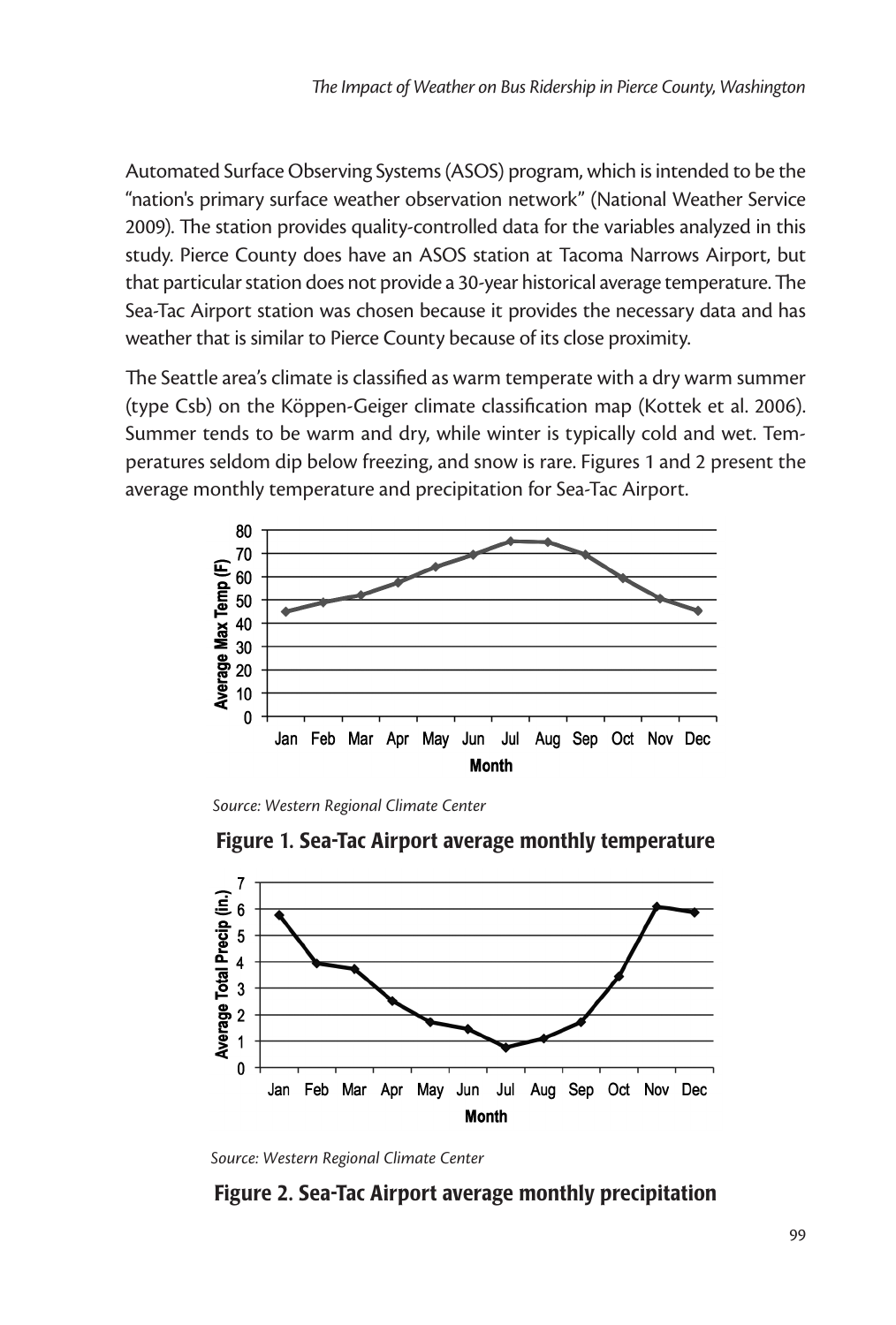Automated Surface Observing Systems (ASOS) program, which is intended to be the "nation's primary surface weather observation network" (National Weather Service 2009). The station provides quality-controlled data for the variables analyzed in this study. Pierce County does have an ASOS station at Tacoma Narrows Airport, but that particular station does not provide a 30-year historical average temperature. The Sea-Tac Airport station was chosen because it provides the necessary data and has weather that is similar to Pierce County because of its close proximity.

The Seattle area's climate is classified as warm temperate with a dry warm summer (type Csb) on the Köppen-Geiger climate classification map (Kottek et al. 2006). Summer tends to be warm and dry, while winter is typically cold and wet. Temperatures seldom dip below freezing, and snow is rare. Figures 1 and 2 present the average monthly temperature and precipitation for Sea-Tac Airport.

*Source: Western Regional Climate Center*

**Figure 1. Sea-Tac Airport average monthly temperature**

*Source: Western Regional Climate Center*

**Figure 2. Sea-Tac Airport average monthly precipitation**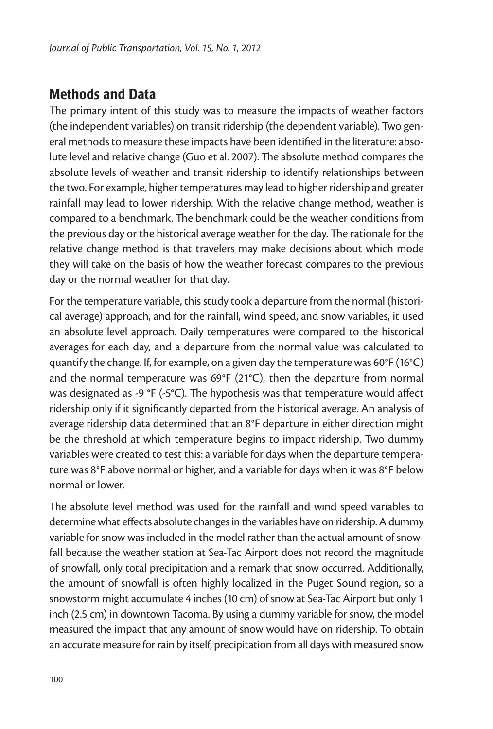## Methods and Data

The primary intent of this study was to measure the impacts of weather factors (the independent variables) on transit ridership (the dependent variable). Two general methods to measure these impacts have been identified in the literature: absolute level and relative change (Guo et al. 2007). The absolute method compares the absolute levels of weather and transit ridership to identify relationships between the two. For example, higher temperatures may lead to higher ridership and greater rainfall may lead to lower ridership. With the relative change method, weather is compared to a benchmark. The benchmark could be the weather conditions from the previous day or the historical average weather for the day. The rationale for the relative change method is that travelers may make decisions about which mode they will take on the basis of how the weather forecast compares to the previous day or the normal weather for that day.

For the temperature variable, this study took a departure from the normal (historical average) approach, and for the rainfall, wind speed, and snow variables, it used an absolute level approach. Daily temperatures were compared to the historical averages for each day, and a departure from the normal value was calculated to quantify the change. If, for example, on a given day the temperature was 60°F (16°C) and the normal temperature was 69°F (21°C), then the departure from normal was designated as -9 °F (-5°C). The hypothesis was that temperature would affect ridership only if it significantly departed from the historical average. An analysis of average ridership data determined that an 8°F departure in either direction might be the threshold at which temperature begins to impact ridership. Two dummy variables were created to test this: a variable for days when the departure temperature was 8°F above normal or higher, and a variable for days when it was 8°F below normal or lower.

The absolute level method was used for the rainfall and wind speed variables to determine what effects absolute changes in the variables have on ridership. A dummy variable for snow was included in the model rather than the actual amount of snowfall because the weather station at Sea-Tac Airport does not record the magnitude of snowfall, only total precipitation and a remark that snow occurred. Additionally, the amount of snowfall is often highly localized in the Puget Sound region, so a snowstorm might accumulate 4 inches (10 cm) of snow at Sea-Tac Airport but only 1 inch (2.5 cm) in downtown Tacoma. By using a dummy variable for snow, the model measured the impact that any amount of snow would have on ridership. To obtain an accurate measure for rain by itself, precipitation from all days with measured snow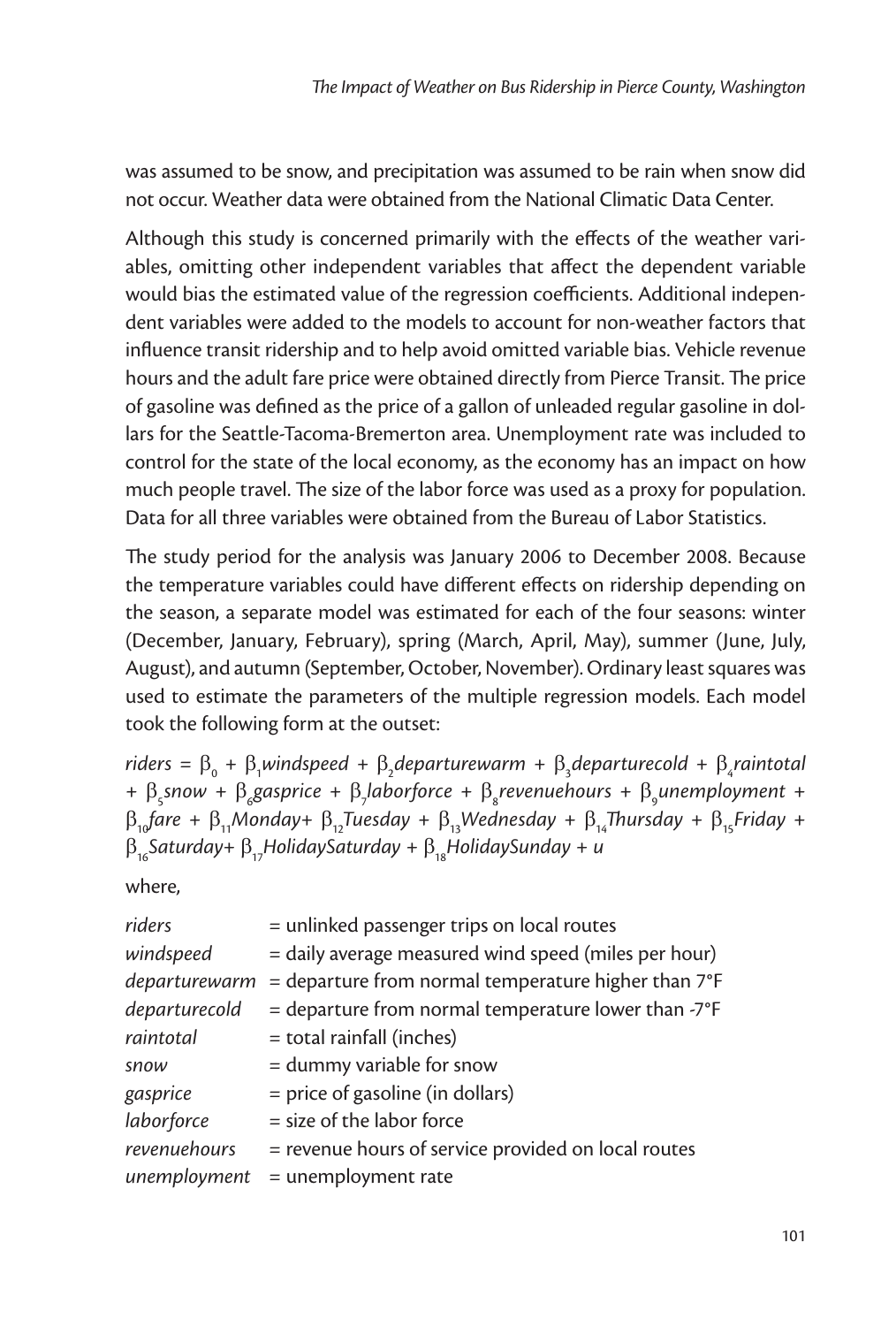was assumed to be snow, and precipitation was assumed to be rain when snow did not occur. Weather data were obtained from the National Climatic Data Center.

Although this study is concerned primarily with the effects of the weather variables, omitting other independent variables that affect the dependent variable would bias the estimated value of the regression coefficients. Additional independent variables were added to the models to account for non-weather factors that influence transit ridership and to help avoid omitted variable bias. Vehicle revenue hours and the adult fare price were obtained directly from Pierce Transit. The price of gasoline was defined as the price of a gallon of unleaded regular gasoline in dollars for the Seattle-Tacoma-Bremerton area. Unemployment rate was included to control for the state of the local economy, as the economy has an impact on how much people travel. The size of the labor force was used as a proxy for population. Data for all three variables were obtained from the Bureau of Labor Statistics.

The study period for the analysis was January 2006 to December 2008. Because the temperature variables could have different effects on ridership depending on the season, a separate model was estimated for each of the four seasons: winter (December, January, February), spring (March, April, May), summer (June, July, August), and autumn (September, October, November). Ordinary least squares was used to estimate the parameters of the multiple regression models. Each model took the following form at the outset:

$$riders = \beta_0 + \beta_1 windspeed + \beta_2 departurewarm + \beta_3 departurecold + \beta_4 raintotal + \beta_5 snow + \beta_6 gasprice + \beta_7 laborforce + \beta_8 revenuehours + \beta_9 unemployment + \beta_{10} fare + \beta_{11} Monday + \beta_{12} Tuesday + \beta_{13} Wednesday + \beta_{14} Thursday + \beta_{15} Friday + \beta_{16} Saturday + \beta_{17} HolidaySaturday + \beta_{18} HolidaySunday + u$$

where,

| | |
|---|---|
| *riders* | = unlinked passenger trips on local routes |
| *windspeed* | = daily average measured wind speed (miles per hour) |
| *departurewarm* | = departure from normal temperature higher than 7°F |
| *departurecold* | = departure from normal temperature lower than -7°F |
| *raintotal* | = total rainfall (inches) |
| *snow* | = dummy variable for snow |
| *gasprice* | = price of gasoline (in dollars) |
| *laborforce* | = size of the labor force |
| *revenuehours* | = revenue hours of service provided on local routes |
| *unemployment* | = unemployment rate |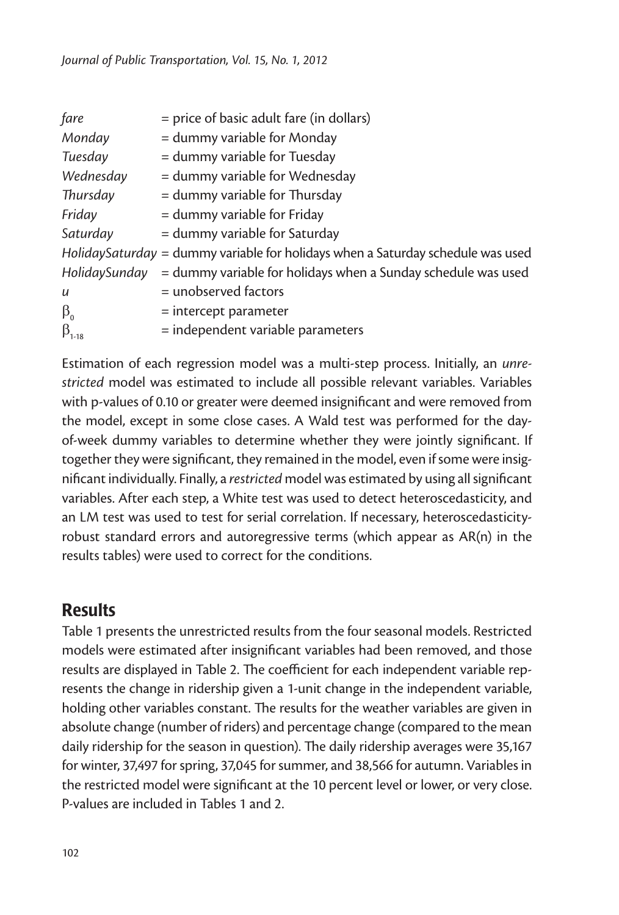| | |
|---|---|
| *fare* | = price of basic adult fare (in dollars) |
| *Monday* | = dummy variable for Monday |
| *Tuesday* | = dummy variable for Tuesday |
| *Wednesday* | = dummy variable for Wednesday |
| *Thursday* | = dummy variable for Thursday |
| *Friday* | = dummy variable for Friday |
| *Saturday* | = dummy variable for Saturday |
| *HolidaySaturday* | = dummy variable for holidays when a Saturday schedule was used |
| *HolidaySunday* | = dummy variable for holidays when a Sunday schedule was used |
| $u$ | = unobserved factors |
| $\beta_0$ | = intercept parameter |
| $\beta_{1\text{-}18}$ | = independent variable parameters |

Estimation of each regression model was a multi-step process. Initially, an *unrestricted* model was estimated to include all possible relevant variables. Variables with p-values of 0.10 or greater were deemed insignificant and were removed from the model, except in some close cases. A Wald test was performed for the day-of-week dummy variables to determine whether they were jointly significant. If together they were significant, they remained in the model, even if some were insignificant individually. Finally, a *restricted* model was estimated by using all significant variables. After each step, a White test was used to detect heteroscedasticity, and an LM test was used to test for serial correlation. If necessary, heteroscedasticity-robust standard errors and autoregressive terms (which appear as AR(n) in the results tables) were used to correct for the conditions.

## Results

Table 1 presents the unrestricted results from the four seasonal models. Restricted models were estimated after insignificant variables had been removed, and those results are displayed in Table 2. The coefficient for each independent variable represents the change in ridership given a 1-unit change in the independent variable, holding other variables constant. The results for the weather variables are given in absolute change (number of riders) and percentage change (compared to the mean daily ridership for the season in question). The daily ridership averages were 35,167 for winter, 37,497 for spring, 37,045 for summer, and 38,566 for autumn. Variables in the restricted model were significant at the 10 percent level or lower, or very close. P-values are included in Tables 1 and 2.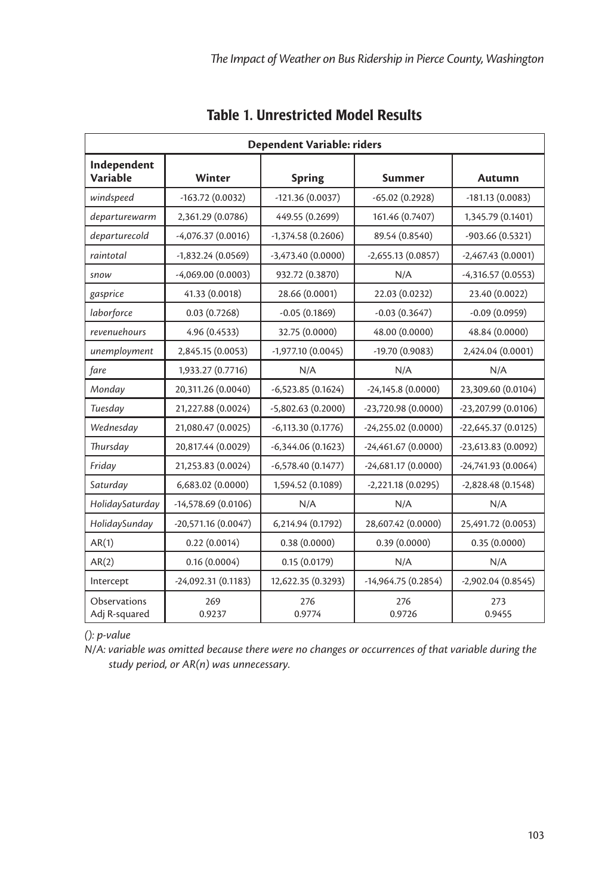## Table 1. Unrestricted Model Results

| Dependent Variable: riders | | | | |
|---|---|---|---|---|
| **Independent Variable** | **Winter** | **Spring** | **Summer** | **Autumn** |
| *windspeed* | -163.72 (0.0032) | -121.36 (0.0037) | -65.02 (0.2928) | -181.13 (0.0083) |
| *departurewarm* | 2,361.29 (0.0786) | 449.55 (0.2699) | 161.46 (0.7407) | 1,345.79 (0.1401) |
| *departurecold* | -4,076.37 (0.0016) | -1,374.58 (0.2606) | 89.54 (0.8540) | -903.66 (0.5321) |
| *raintotal* | -1,832.24 (0.0569) | -3,473.40 (0.0000) | -2,655.13 (0.0857) | -2,467.43 (0.0001) |
| *snow* | -4,069.00 (0.0003) | 932.72 (0.3870) | N/A | -4,316.57 (0.0553) |
| *gasprice* | 41.33 (0.0018) | 28.66 (0.0001) | 22.03 (0.0232) | 23.40 (0.0022) |
| *laborforce* | 0.03 (0.7268) | -0.05 (0.1869) | -0.03 (0.3647) | -0.09 (0.0959) |
| *revenuehours* | 4.96 (0.4533) | 32.75 (0.0000) | 48.00 (0.0000) | 48.84 (0.0000) |
| *unemployment* | 2,845.15 (0.0053) | -1,977.10 (0.0045) | -19.70 (0.9083) | 2,424.04 (0.0001) |
| *fare* | 1,933.27 (0.7716) | N/A | N/A | N/A |
| *Monday* | 20,311.26 (0.0040) | -6,523.85 (0.1624) | -24,145.8 (0.0000) | 23,309.60 (0.0104) |
| *Tuesday* | 21,227.88 (0.0024) | -5,802.63 (0.2000) | -23,720.98 (0.0000) | -23,207.99 (0.0106) |
| *Wednesday* | 21,080.47 (0.0025) | -6,113.30 (0.1776) | -24,255.02 (0.0000) | -22,645.37 (0.0125) |
| *Thursday* | 20,817.44 (0.0029) | -6,344.06 (0.1623) | -24,461.67 (0.0000) | -23,613.83 (0.0092) |
| *Friday* | 21,253.83 (0.0024) | -6,578.40 (0.1477) | -24,681.17 (0.0000) | -24,741.93 (0.0064) |
| *Saturday* | 6,683.02 (0.0000) | 1,594.52 (0.1089) | -2,221.18 (0.0295) | -2,828.48 (0.1548) |
| *HolidaySaturday* | -14,578.69 (0.0106) | N/A | N/A | N/A |
| *HolidaySunday* | -20,571.16 (0.0047) | 6,214.94 (0.1792) | 28,607.42 (0.0000) | 25,491.72 (0.0053) |
| AR(1) | 0.22 (0.0014) | 0.38 (0.0000) | 0.39 (0.0000) | 0.35 (0.0000) |
| AR(2) | 0.16 (0.0004) | 0.15 (0.0179) | N/A | N/A |
| Intercept | -24,092.31 (0.1183) | 12,622.35 (0.3293) | -14,964.75 (0.2854) | -2,902.04 (0.8545) |
| Observations<br>Adj R-squared | 269<br>0.9237 | 276<br>0.9774 | 276<br>0.9726 | 273<br>0.9455 |

*(): p-value*

*N/A: variable was omitted because there were no changes or occurrences of that variable during the study period, or AR(n) was unnecessary.*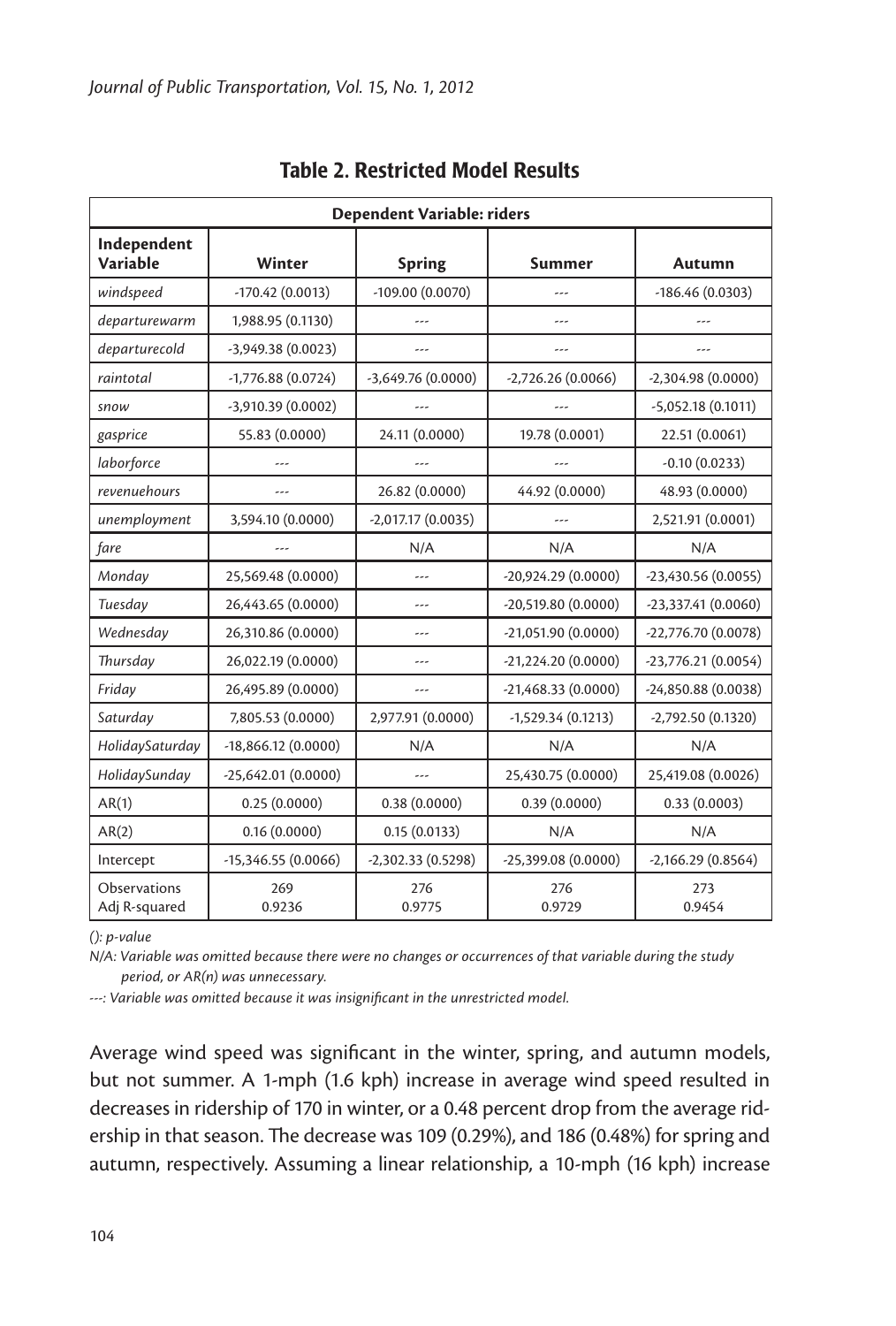## Table 2. Restricted Model Results

| Dependent Variable: riders | | | | |
|---|---|---|---|---|
| **Independent Variable** | **Winter** | **Spring** | **Summer** | **Autumn** |
| *windspeed* | -170.42 (0.0013) | -109.00 (0.0070) | --- | -186.46 (0.0303) |
| *departurewarm* | 1,988.95 (0.1130) | --- | --- | --- |
| *departurecold* | -3,949.38 (0.0023) | --- | --- | --- |
| *raintotal* | -1,776.88 (0.0724) | -3,649.76 (0.0000) | -2,726.26 (0.0066) | -2,304.98 (0.0000) |
| *snow* | -3,910.39 (0.0002) | --- | --- | -5,052.18 (0.1011) |
| *gasprice* | 55.83 (0.0000) | 24.11 (0.0000) | 19.78 (0.0001) | 22.51 (0.0061) |
| *laborforce* | --- | --- | --- | -0.10 (0.0233) |
| *revenuehours* | --- | 26.82 (0.0000) | 44.92 (0.0000) | 48.93 (0.0000) |
| *unemployment* | 3,594.10 (0.0000) | -2,017.17 (0.0035) | --- | 2,521.91 (0.0001) |
| *fare* | --- | N/A | N/A | N/A |
| *Monday* | 25,569.48 (0.0000) | --- | -20,924.29 (0.0000) | -23,430.56 (0.0055) |
| *Tuesday* | 26,443.65 (0.0000) | --- | -20,519.80 (0.0000) | -23,337.41 (0.0060) |
| *Wednesday* | 26,310.86 (0.0000) | --- | -21,051.90 (0.0000) | -22,776.70 (0.0078) |
| *Thursday* | 26,022.19 (0.0000) | --- | -21,224.20 (0.0000) | -23,776.21 (0.0054) |
| *Friday* | 26,495.89 (0.0000) | --- | -21,468.33 (0.0000) | -24,850.88 (0.0038) |
| *Saturday* | 7,805.53 (0.0000) | 2,977.91 (0.0000) | -1,529.34 (0.1213) | -2,792.50 (0.1320) |
| *HolidaySaturday* | -18,866.12 (0.0000) | N/A | N/A | N/A |
| *HolidaySunday* | -25,642.01 (0.0000) | --- | 25,430.75 (0.0000) | 25,419.08 (0.0026) |
| AR(1) | 0.25 (0.0000) | 0.38 (0.0000) | 0.39 (0.0000) | 0.33 (0.0003) |
| AR(2) | 0.16 (0.0000) | 0.15 (0.0133) | N/A | N/A |
| Intercept | -15,346.55 (0.0066) | -2,302.33 (0.5298) | -25,399.08 (0.0000) | -2,166.29 (0.8564) |
| Observations<br>Adj R-squared | 269<br>0.9236 | 276<br>0.9775 | 276<br>0.9729 | 273<br>0.9454 |

*(): p-value*

*N/A: Variable was omitted because there were no changes or occurrences of that variable during the study period, or AR(n) was unnecessary.*

*---: Variable was omitted because it was insignificant in the unrestricted model.*

Average wind speed was significant in the winter, spring, and autumn models, but not summer. A 1-mph (1.6 kph) increase in average wind speed resulted in decreases in ridership of 170 in winter, or a 0.48 percent drop from the average ridership in that season. The decrease was 109 (0.29%), and 186 (0.48%) for spring and autumn, respectively. Assuming a linear relationship, a 10-mph (16 kph) increase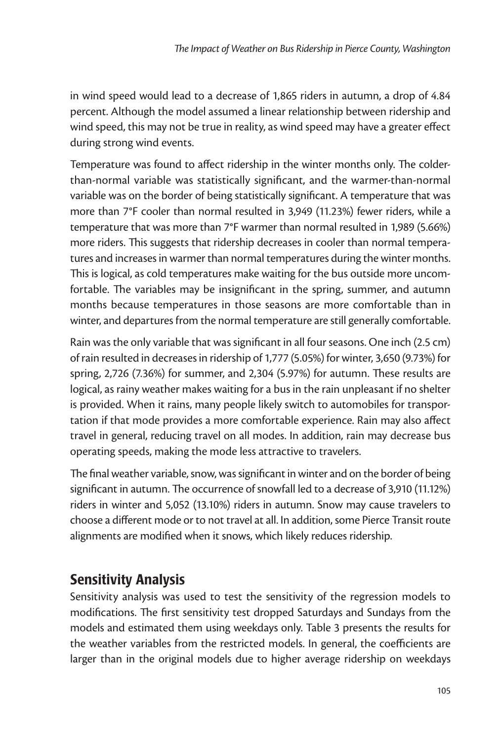in wind speed would lead to a decrease of 1,865 riders in autumn, a drop of 4.84 percent. Although the model assumed a linear relationship between ridership and wind speed, this may not be true in reality, as wind speed may have a greater effect during strong wind events.

Temperature was found to affect ridership in the winter months only. The colder-than-normal variable was statistically significant, and the warmer-than-normal variable was on the border of being statistically significant. A temperature that was more than 7°F cooler than normal resulted in 3,949 (11.23%) fewer riders, while a temperature that was more than 7°F warmer than normal resulted in 1,989 (5.66%) more riders. This suggests that ridership decreases in cooler than normal temperatures and increases in warmer than normal temperatures during the winter months. This is logical, as cold temperatures make waiting for the bus outside more uncomfortable. The variables may be insignificant in the spring, summer, and autumn months because temperatures in those seasons are more comfortable than in winter, and departures from the normal temperature are still generally comfortable.

Rain was the only variable that was significant in all four seasons. One inch (2.5 cm) of rain resulted in decreases in ridership of 1,777 (5.05%) for winter, 3,650 (9.73%) for spring, 2,726 (7.36%) for summer, and 2,304 (5.97%) for autumn. These results are logical, as rainy weather makes waiting for a bus in the rain unpleasant if no shelter is provided. When it rains, many people likely switch to automobiles for transportation if that mode provides a more comfortable experience. Rain may also affect travel in general, reducing travel on all modes. In addition, rain may decrease bus operating speeds, making the mode less attractive to travelers.

The final weather variable, snow, was significant in winter and on the border of being significant in autumn. The occurrence of snowfall led to a decrease of 3,910 (11.12%) riders in winter and 5,052 (13.10%) riders in autumn. Snow may cause travelers to choose a different mode or to not travel at all. In addition, some Pierce Transit route alignments are modified when it snows, which likely reduces ridership.

## Sensitivity Analysis

Sensitivity analysis was used to test the sensitivity of the regression models to modifications. The first sensitivity test dropped Saturdays and Sundays from the models and estimated them using weekdays only. Table 3 presents the results for the weather variables from the restricted models. In general, the coefficients are larger than in the original models due to higher average ridership on weekdays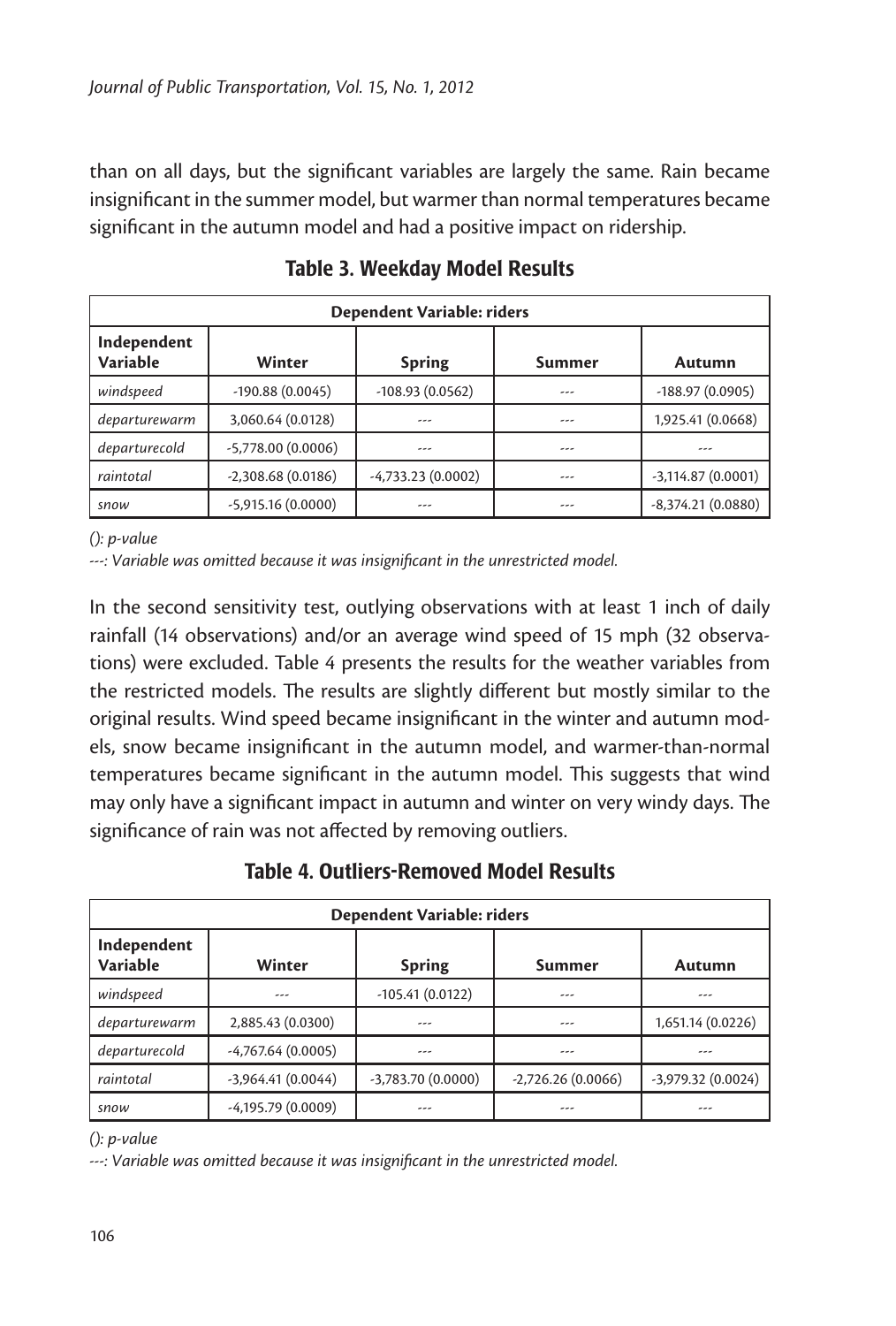than on all days, but the significant variables are largely the same. Rain became insignificant in the summer model, but warmer than normal temperatures became significant in the autumn model and had a positive impact on ridership.

## Table 3. Weekday Model Results

| Dependent Variable: riders | | | | |
|---|---|---|---|---|
| **Independent Variable** | **Winter** | **Spring** | **Summer** | **Autumn** |
| *windspeed* | -190.88 (0.0045) | -108.93 (0.0562) | --- | -188.97 (0.0905) |
| *departurewarm* | 3,060.64 (0.0128) | --- | --- | 1,925.41 (0.0668) |
| *departurecold* | -5,778.00 (0.0006) | --- | --- | --- |
| *raintotal* | -2,308.68 (0.0186) | -4,733.23 (0.0002) | --- | -3,114.87 (0.0001) |
| *snow* | -5,915.16 (0.0000) | --- | --- | -8,374.21 (0.0880) |

*(): p-value*

*---: Variable was omitted because it was insignificant in the unrestricted model.*

In the second sensitivity test, outlying observations with at least 1 inch of daily rainfall (14 observations) and/or an average wind speed of 15 mph (32 observations) were excluded. Table 4 presents the results for the weather variables from the restricted models. The results are slightly different but mostly similar to the original results. Wind speed became insignificant in the winter and autumn models, snow became insignificant in the autumn model, and warmer-than-normal temperatures became significant in the autumn model. This suggests that wind may only have a significant impact in autumn and winter on very windy days. The significance of rain was not affected by removing outliers.

## Table 4. Outliers-Removed Model Results

| Dependent Variable: riders | | | | |
|---|---|---|---|---|
| **Independent Variable** | **Winter** | **Spring** | **Summer** | **Autumn** |
| *windspeed* | --- | -105.41 (0.0122) | --- | --- |
| *departurewarm* | 2,885.43 (0.0300) | --- | --- | 1,651.14 (0.0226) |
| *departurecold* | -4,767.64 (0.0005) | --- | --- | --- |
| *raintotal* | -3,964.41 (0.0044) | -3,783.70 (0.0000) | -2,726.26 (0.0066) | -3,979.32 (0.0024) |
| *snow* | -4,195.79 (0.0009) | --- | --- | --- |

*(): p-value*

*---: Variable was omitted because it was insignificant in the unrestricted model.*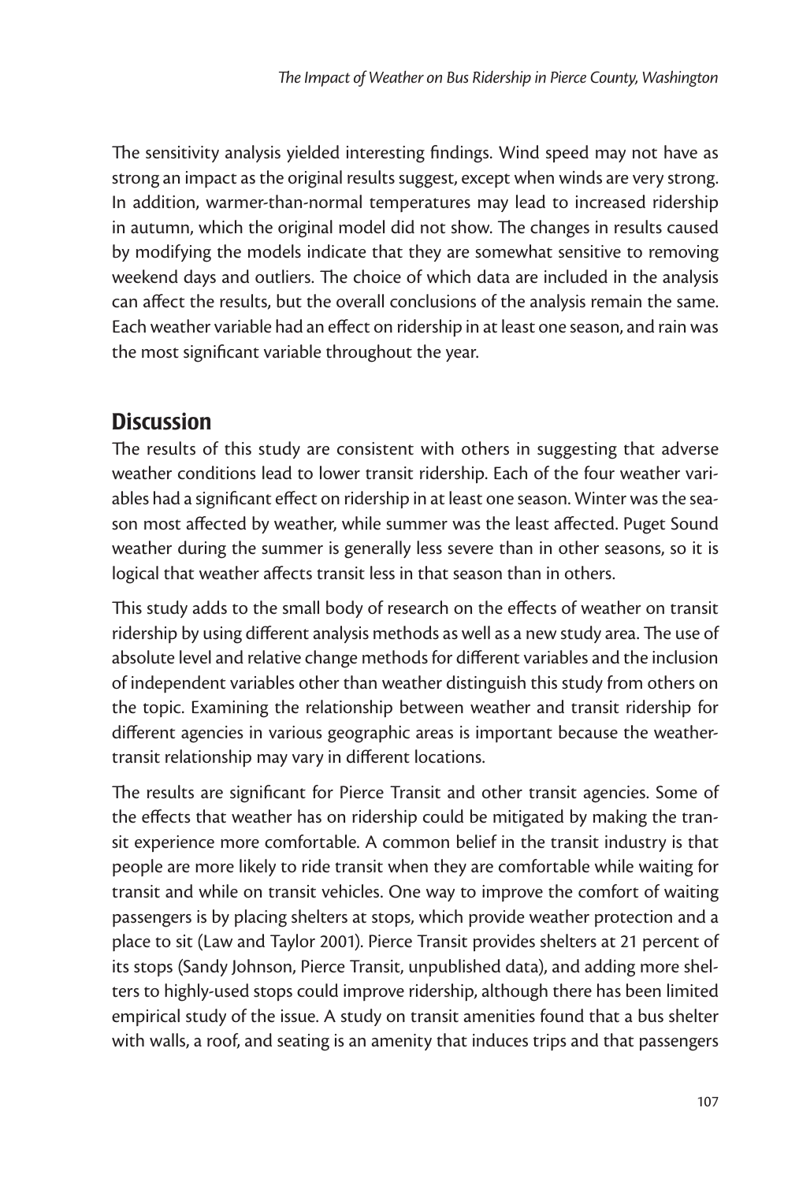The sensitivity analysis yielded interesting findings. Wind speed may not have as strong an impact as the original results suggest, except when winds are very strong. In addition, warmer-than-normal temperatures may lead to increased ridership in autumn, which the original model did not show. The changes in results caused by modifying the models indicate that they are somewhat sensitive to removing weekend days and outliers. The choice of which data are included in the analysis can affect the results, but the overall conclusions of the analysis remain the same. Each weather variable had an effect on ridership in at least one season, and rain was the most significant variable throughout the year.

## Discussion

The results of this study are consistent with others in suggesting that adverse weather conditions lead to lower transit ridership. Each of the four weather variables had a significant effect on ridership in at least one season. Winter was the season most affected by weather, while summer was the least affected. Puget Sound weather during the summer is generally less severe than in other seasons, so it is logical that weather affects transit less in that season than in others.

This study adds to the small body of research on the effects of weather on transit ridership by using different analysis methods as well as a new study area. The use of absolute level and relative change methods for different variables and the inclusion of independent variables other than weather distinguish this study from others on the topic. Examining the relationship between weather and transit ridership for different agencies in various geographic areas is important because the weather-transit relationship may vary in different locations.

The results are significant for Pierce Transit and other transit agencies. Some of the effects that weather has on ridership could be mitigated by making the transit experience more comfortable. A common belief in the transit industry is that people are more likely to ride transit when they are comfortable while waiting for transit and while on transit vehicles. One way to improve the comfort of waiting passengers is by placing shelters at stops, which provide weather protection and a place to sit (Law and Taylor 2001). Pierce Transit provides shelters at 21 percent of its stops (Sandy Johnson, Pierce Transit, unpublished data), and adding more shelters to highly-used stops could improve ridership, although there has been limited empirical study of the issue. A study on transit amenities found that a bus shelter with walls, a roof, and seating is an amenity that induces trips and that passengers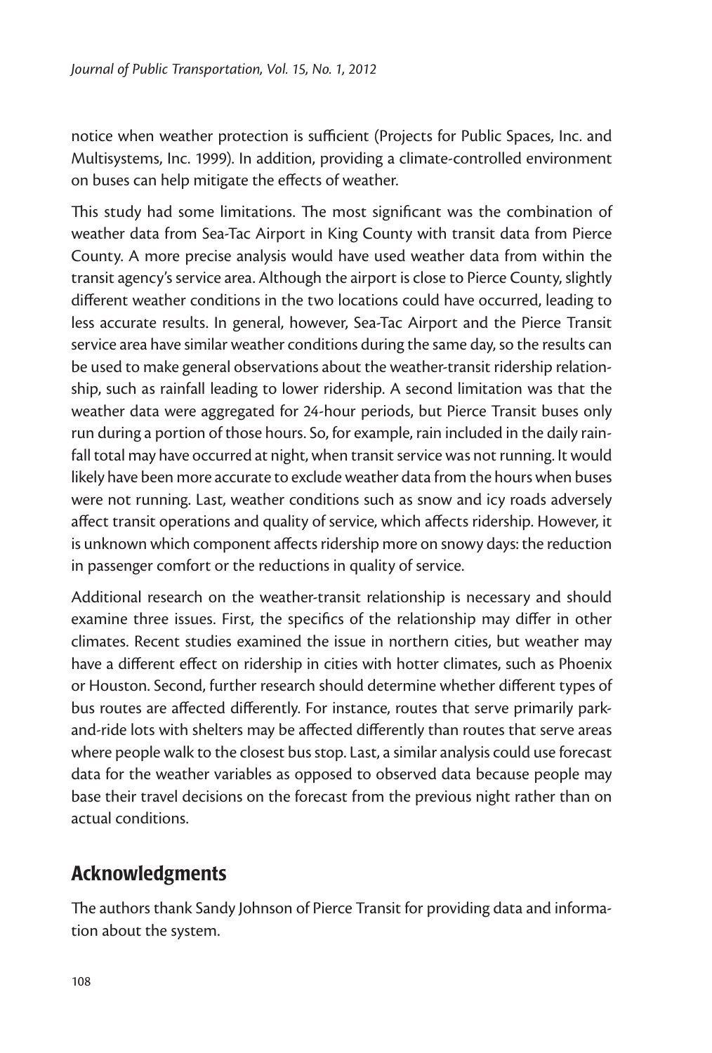notice when weather protection is sufficient (Projects for Public Spaces, Inc. and Multisystems, Inc. 1999). In addition, providing a climate-controlled environment on buses can help mitigate the effects of weather.

This study had some limitations. The most significant was the combination of weather data from Sea-Tac Airport in King County with transit data from Pierce County. A more precise analysis would have used weather data from within the transit agency's service area. Although the airport is close to Pierce County, slightly different weather conditions in the two locations could have occurred, leading to less accurate results. In general, however, Sea-Tac Airport and the Pierce Transit service area have similar weather conditions during the same day, so the results can be used to make general observations about the weather-transit ridership relationship, such as rainfall leading to lower ridership. A second limitation was that the weather data were aggregated for 24-hour periods, but Pierce Transit buses only run during a portion of those hours. So, for example, rain included in the daily rainfall total may have occurred at night, when transit service was not running. It would likely have been more accurate to exclude weather data from the hours when buses were not running. Last, weather conditions such as snow and icy roads adversely affect transit operations and quality of service, which affects ridership. However, it is unknown which component affects ridership more on snowy days: the reduction in passenger comfort or the reductions in quality of service.

Additional research on the weather-transit relationship is necessary and should examine three issues. First, the specifics of the relationship may differ in other climates. Recent studies examined the issue in northern cities, but weather may have a different effect on ridership in cities with hotter climates, such as Phoenix or Houston. Second, further research should determine whether different types of bus routes are affected differently. For instance, routes that serve primarily park-and-ride lots with shelters may be affected differently than routes that serve areas where people walk to the closest bus stop. Last, a similar analysis could use forecast data for the weather variables as opposed to observed data because people may base their travel decisions on the forecast from the previous night rather than on actual conditions.

## Acknowledgments

The authors thank Sandy Johnson of Pierce Transit for providing data and information about the system.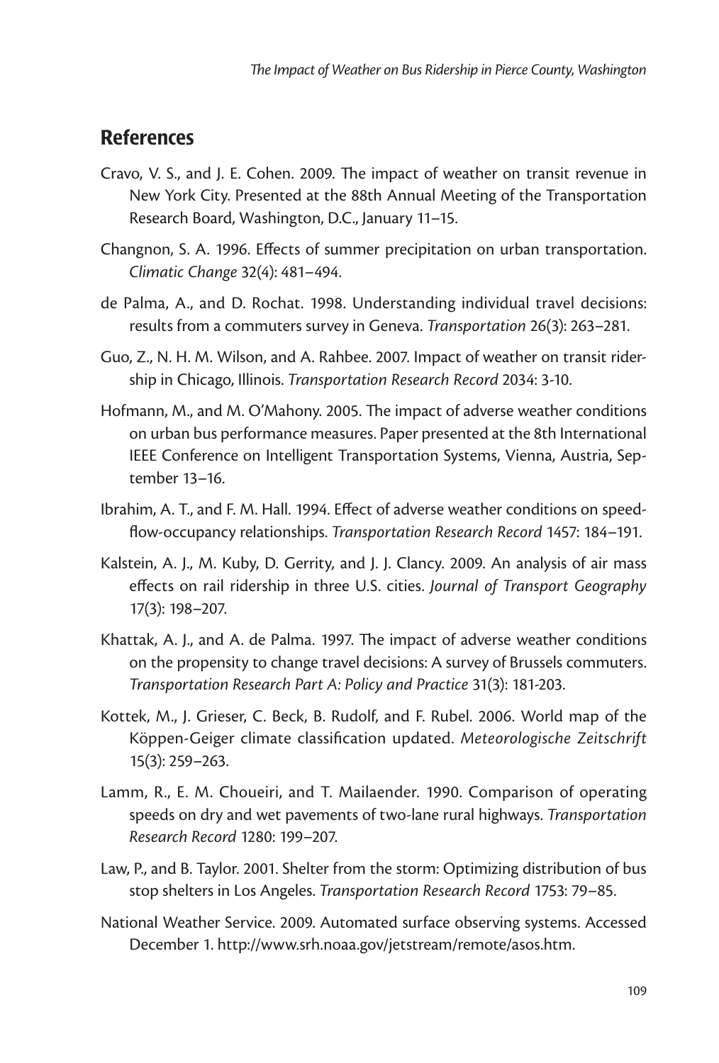## References

Cravo, V. S., and J. E. Cohen. 2009. The impact of weather on transit revenue in New York City. Presented at the 88th Annual Meeting of the Transportation Research Board, Washington, D.C., January 11–15.

Changnon, S. A. 1996. Effects of summer precipitation on urban transportation. *Climatic Change* 32(4): 481–494.

de Palma, A., and D. Rochat. 1998. Understanding individual travel decisions: results from a commuters survey in Geneva. *Transportation* 26(3): 263–281.

Guo, Z., N. H. M. Wilson, and A. Rahbee. 2007. Impact of weather on transit ridership in Chicago, Illinois. *Transportation Research Record* 2034: 3-10.

Hofmann, M., and M. O'Mahony. 2005. The impact of adverse weather conditions on urban bus performance measures. Paper presented at the 8th International IEEE Conference on Intelligent Transportation Systems, Vienna, Austria, September 13–16.

Ibrahim, A. T., and F. M. Hall. 1994. Effect of adverse weather conditions on speed-flow-occupancy relationships. *Transportation Research Record* 1457: 184–191.

Kalstein, A. J., M. Kuby, D. Gerrity, and J. J. Clancy. 2009. An analysis of air mass effects on rail ridership in three U.S. cities. *Journal of Transport Geography* 17(3): 198–207.

Khattak, A. J., and A. de Palma. 1997. The impact of adverse weather conditions on the propensity to change travel decisions: A survey of Brussels commuters. *Transportation Research Part A: Policy and Practice* 31(3): 181-203.

Kottek, M., J. Grieser, C. Beck, B. Rudolf, and F. Rubel. 2006. World map of the Köppen-Geiger climate classification updated. *Meteorologische Zeitschrift* 15(3): 259–263.

Lamm, R., E. M. Choueiri, and T. Mailaender. 1990. Comparison of operating speeds on dry and wet pavements of two-lane rural highways. *Transportation Research Record* 1280: 199–207.

Law, P., and B. Taylor. 2001. Shelter from the storm: Optimizing distribution of bus stop shelters in Los Angeles. *Transportation Research Record* 1753: 79–85.

National Weather Service. 2009. Automated surface observing systems. Accessed December 1. http://www.srh.noaa.gov/jetstream/remote/asos.htm.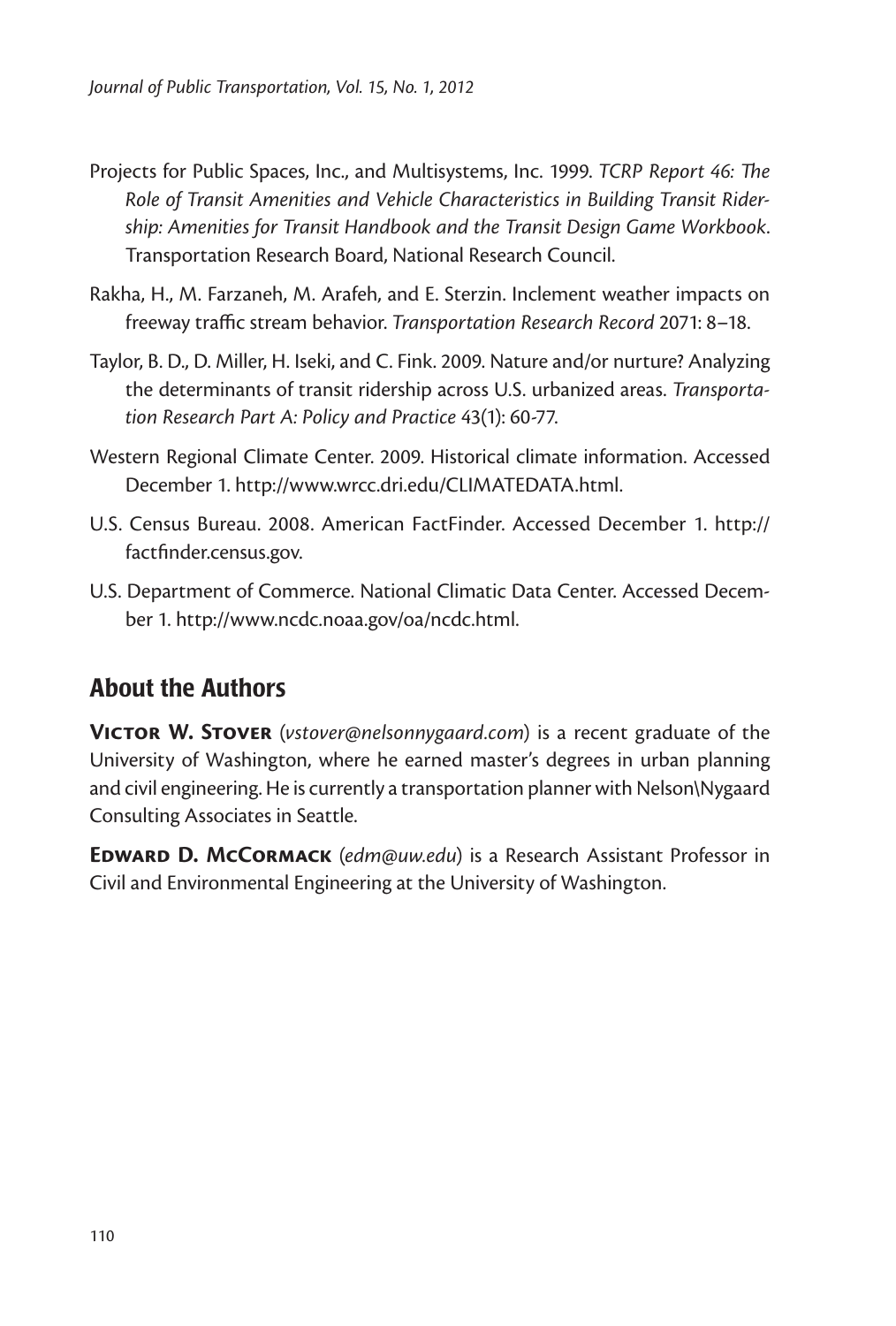Projects for Public Spaces, Inc., and Multisystems, Inc. 1999. *TCRP Report 46: The Role of Transit Amenities and Vehicle Characteristics in Building Transit Ridership: Amenities for Transit Handbook and the Transit Design Game Workbook*. Transportation Research Board, National Research Council.

Rakha, H., M. Farzaneh, M. Arafeh, and E. Sterzin. Inclement weather impacts on freeway traffic stream behavior. *Transportation Research Record* 2071: 8–18.

Taylor, B. D., D. Miller, H. Iseki, and C. Fink. 2009. Nature and/or nurture? Analyzing the determinants of transit ridership across U.S. urbanized areas. *Transportation Research Part A: Policy and Practice* 43(1): 60-77.

Western Regional Climate Center. 2009. Historical climate information. Accessed December 1. http://www.wrcc.dri.edu/CLIMATEDATA.html.

U.S. Census Bureau. 2008. American FactFinder. Accessed December 1. http://factfinder.census.gov.

U.S. Department of Commerce. National Climatic Data Center. Accessed December 1. http://www.ncdc.noaa.gov/oa/ncdc.html.

## About the Authors

**Victor W. Stover** (*vstover@nelsonnygaard.com*) is a recent graduate of the University of Washington, where he earned master's degrees in urban planning and civil engineering. He is currently a transportation planner with Nelson\Nygaard Consulting Associates in Seattle.

**Edward D. McCormack** (*edm@uw.edu*) is a Research Assistant Professor in Civil and Environmental Engineering at the University of Washington.